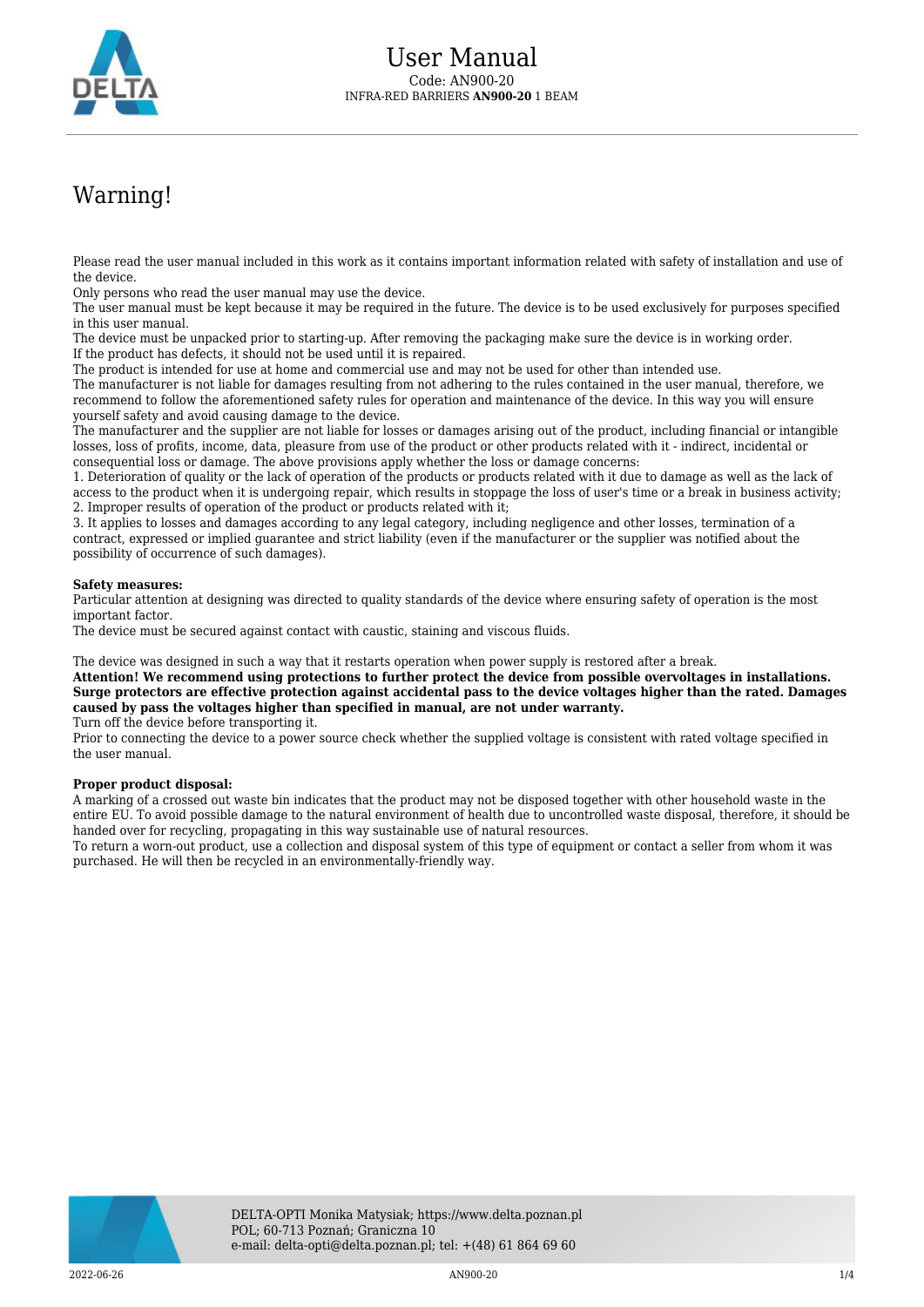# User Manual

Code: AN900-20

INFRA-RED BARRIERS **AN900-20** 1 BEAM

## Warning!

Please read the user manual included in this work as it contains important information related with safety of installation and use of the device.
Only persons who read the user manual may use the device.
The user manual must be kept because it may be required in the future. The device is to be used exclusively for purposes specified in this user manual.
The device must be unpacked prior to starting-up. After removing the packaging make sure the device is in working order.
If the product has defects, it should not be used until it is repaired.
The product is intended for use at home and commercial use and may not be used for other than intended use.
The manufacturer is not liable for damages resulting from not adhering to the rules contained in the user manual, therefore, we recommend to follow the aforementioned safety rules for operation and maintenance of the device. In this way you will ensure yourself safety and avoid causing damage to the device.
The manufacturer and the supplier are not liable for losses or damages arising out of the product, including financial or intangible losses, loss of profits, income, data, pleasure from use of the product or other products related with it - indirect, incidental or consequential loss or damage. The above provisions apply whether the loss or damage concerns:
1. Deterioration of quality or the lack of operation of the products or products related with it due to damage as well as the lack of access to the product when it is undergoing repair, which results in stoppage the loss of user's time or a break in business activity;
2. Improper results of operation of the product or products related with it;
3. It applies to losses and damages according to any legal category, including negligence and other losses, termination of a contract, expressed or implied guarantee and strict liability (even if the manufacturer or the supplier was notified about the possibility of occurrence of such damages).

**Safety measures:**
Particular attention at designing was directed to quality standards of the device where ensuring safety of operation is the most important factor.
The device must be secured against contact with caustic, staining and viscous fluids.

The device was designed in such a way that it restarts operation when power supply is restored after a break.
**Attention! We recommend using protections to further protect the device from possible overvoltages in installations. Surge protectors are effective protection against accidental pass to the device voltages higher than the rated. Damages caused by pass the voltages higher than specified in manual, are not under warranty.**
Turn off the device before transporting it.
Prior to connecting the device to a power source check whether the supplied voltage is consistent with rated voltage specified in the user manual.

**Proper product disposal:**
A marking of a crossed out waste bin indicates that the product may not be disposed together with other household waste in the entire EU. To avoid possible damage to the natural environment of health due to uncontrolled waste disposal, therefore, it should be handed over for recycling, propagating in this way sustainable use of natural resources.
To return a worn-out product, use a collection and disposal system of this type of equipment or contact a seller from whom it was purchased. He will then be recycled in an environmentally-friendly way.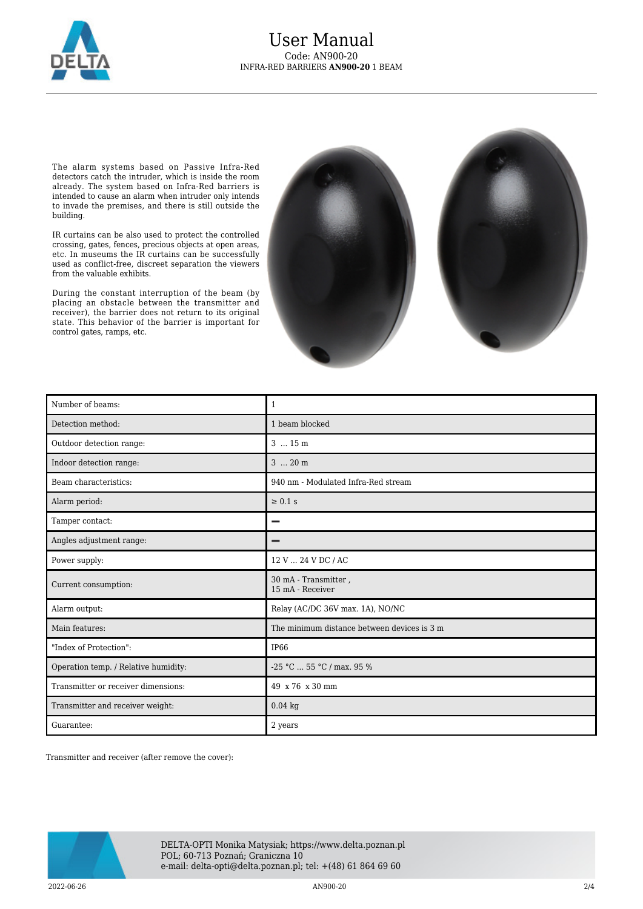The alarm systems based on Passive Infra-Red detectors catch the intruder, which is inside the room already. The system based on Infra-Red barriers is intended to cause an alarm when intruder only intends to invade the premises, and there is still outside the building.

IR curtains can be also used to protect the controlled crossing, gates, fences, precious objects at open areas, etc. In museums the IR curtains can be successfully used as conflict-free, discreet separation the viewers from the valuable exhibits.

During the constant interruption of the beam (by placing an obstacle between the transmitter and receiver), the barrier does not return to its original state. This behavior of the barrier is important for control gates, ramps, etc.

| | |
|---|---|
| Number of beams: | 1 |
| Detection method: | 1 beam blocked |
| Outdoor detection range: | 3 ... 15 m |
| Indoor detection range: | 3 ... 20 m |
| Beam characteristics: | 940 nm - Modulated Infra-Red stream |
| Alarm period: | ≥ 0.1 s |
| Tamper contact: | – |
| Angles adjustment range: | – |
| Power supply: | 12 V ... 24 V DC / AC |
| Current consumption: | 30 mA - Transmitter ,<br>15 mA - Receiver |
| Alarm output: | Relay (AC/DC 36V max. 1A), NO/NC |
| Main features: | The minimum distance between devices is 3 m |
| "Index of Protection": | IP66 |
| Operation temp. / Relative humidity: | -25 °C ... 55 °C / max. 95 % |
| Transmitter or receiver dimensions: | 49 x 76 x 30 mm |
| Transmitter and receiver weight: | 0.04 kg |
| Guarantee: | 2 years |

Transmitter and receiver (after remove the cover):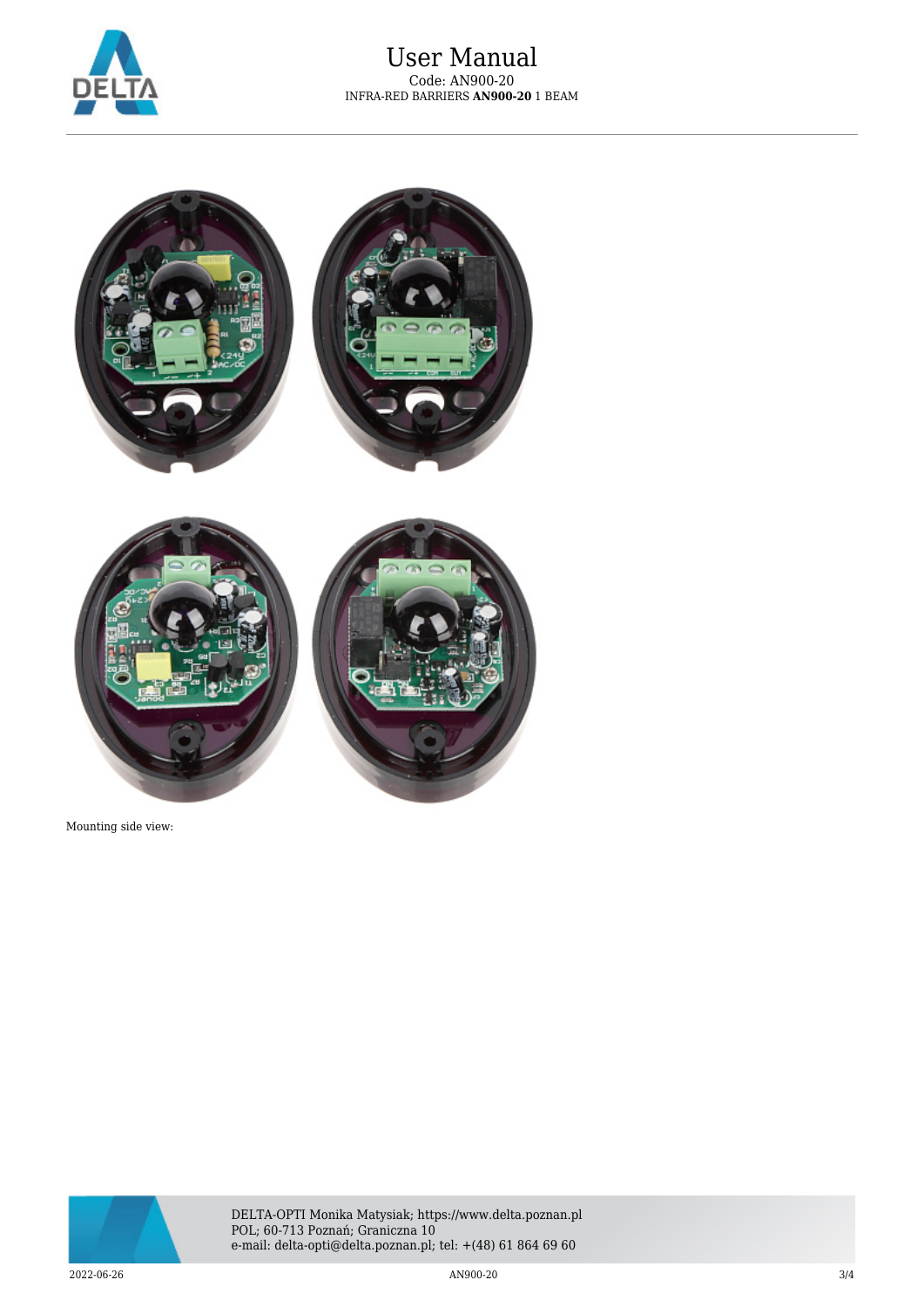Mounting side view: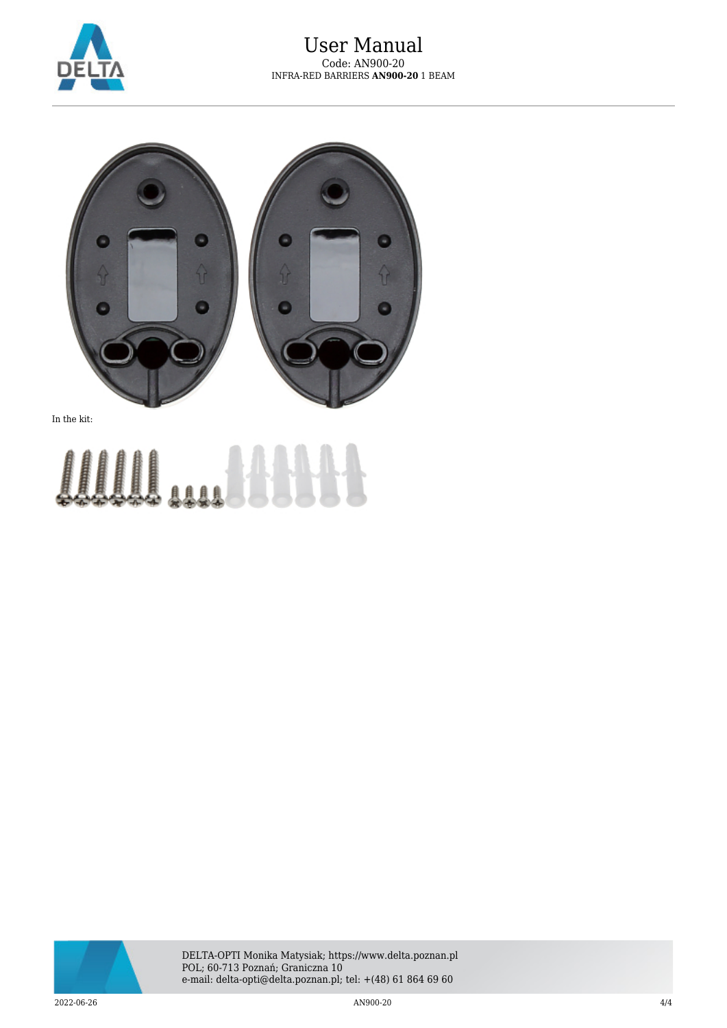In the kit: